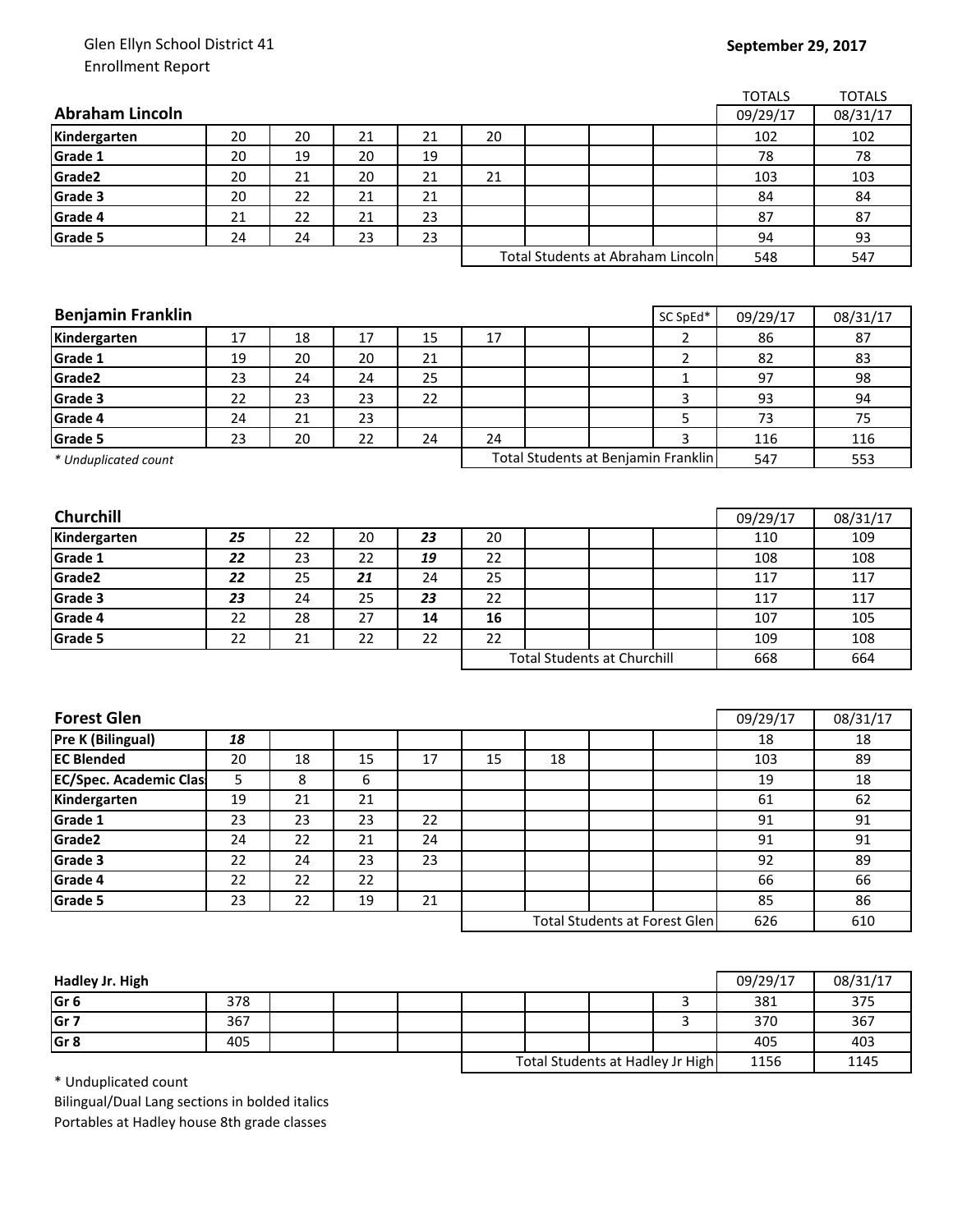Glen Ellyn School District 41
Enrollment Report

**September 29, 2017**

| **Abraham Lincoln** | | | | | | | | | TOTALS 09/29/17 | TOTALS 08/31/17 |
|---|---|---|---|---|---|---|---|---|---|---|
| **Kindergarten** | 20 | 20 | 21 | 21 | 20 | | | | 102 | 102 |
| **Grade 1** | 20 | 19 | 20 | 19 | | | | | 78 | 78 |
| **Grade2** | 20 | 21 | 20 | 21 | 21 | | | | 103 | 103 |
| **Grade 3** | 20 | 22 | 21 | 21 | | | | | 84 | 84 |
| **Grade 4** | 21 | 22 | 21 | 23 | | | | | 87 | 87 |
| **Grade 5** | 24 | 24 | 23 | 23 | | | | | 94 | 93 |
| | | | | | Total Students at Abraham Lincoln | | | | 548 | 547 |

| **Benjamin Franklin** | | | | | | | | SC SpEd* | 09/29/17 | 08/31/17 |
|---|---|---|---|---|---|---|---|---|---|---|
| **Kindergarten** | 17 | 18 | 17 | 15 | 17 | | | 2 | 86 | 87 |
| **Grade 1** | 19 | 20 | 20 | 21 | | | | 2 | 82 | 83 |
| **Grade2** | 23 | 24 | 24 | 25 | | | | 1 | 97 | 98 |
| **Grade 3** | 22 | 23 | 23 | 22 | | | | 3 | 93 | 94 |
| **Grade 4** | 24 | 21 | 23 | | | | | 5 | 73 | 75 |
| **Grade 5** | 23 | 20 | 22 | 24 | 24 | | | 3 | 116 | 116 |
| *\* Unduplicated count* | | | | | Total Students at Benjamin Franklin | | | | 547 | 553 |

| **Churchill** | | | | | | | | | 09/29/17 | 08/31/17 |
|---|---|---|---|---|---|---|---|---|---|---|
| **Kindergarten** | ***25*** | 22 | 20 | ***23*** | 20 | | | | 110 | 109 |
| **Grade 1** | ***22*** | 23 | 22 | ***19*** | 22 | | | | 108 | 108 |
| **Grade2** | ***22*** | 25 | ***21*** | 24 | 25 | | | | 117 | 117 |
| **Grade 3** | ***23*** | 24 | 25 | ***23*** | 22 | | | | 117 | 117 |
| **Grade 4** | 22 | 28 | 27 | **14** | **16** | | | | 107 | 105 |
| **Grade 5** | 22 | 21 | 22 | 22 | 22 | | | | 109 | 108 |
| | | | | | Total Students at Churchill | | | | 668 | 664 |

| **Forest Glen** | | | | | | | | | 09/29/17 | 08/31/17 |
|---|---|---|---|---|---|---|---|---|---|---|
| **Pre K (Bilingual)** | ***18*** | | | | | | | | 18 | 18 |
| **EC Blended** | 20 | 18 | 15 | 17 | 15 | 18 | | | 103 | 89 |
| **EC/Spec. Academic Clas** | 5 | 8 | 6 | | | | | | 19 | 18 |
| **Kindergarten** | 19 | 21 | 21 | | | | | | 61 | 62 |
| **Grade 1** | 23 | 23 | 23 | 22 | | | | | 91 | 91 |
| **Grade2** | 24 | 22 | 21 | 24 | | | | | 91 | 91 |
| **Grade 3** | 22 | 24 | 23 | 23 | | | | | 92 | 89 |
| **Grade 4** | 22 | 22 | 22 | | | | | | 66 | 66 |
| **Grade 5** | 23 | 22 | 19 | 21 | | | | | 85 | 86 |
| | | | | | Total Students at Forest Glen | | | | 626 | 610 |

| **Hadley Jr. High** | | | | | | | | | 09/29/17 | 08/31/17 |
|---|---|---|---|---|---|---|---|---|---|---|
| **Gr 6** | 378 | | | | | | | 3 | 381 | 375 |
| **Gr 7** | 367 | | | | | | | 3 | 370 | 367 |
| **Gr 8** | 405 | | | | | | | | 405 | 403 |
| | | | | | Total Students at Hadley Jr High | | | | 1156 | 1145 |

\* Unduplicated count
Bilingual/Dual Lang sections in bolded italics
Portables at Hadley house 8th grade classes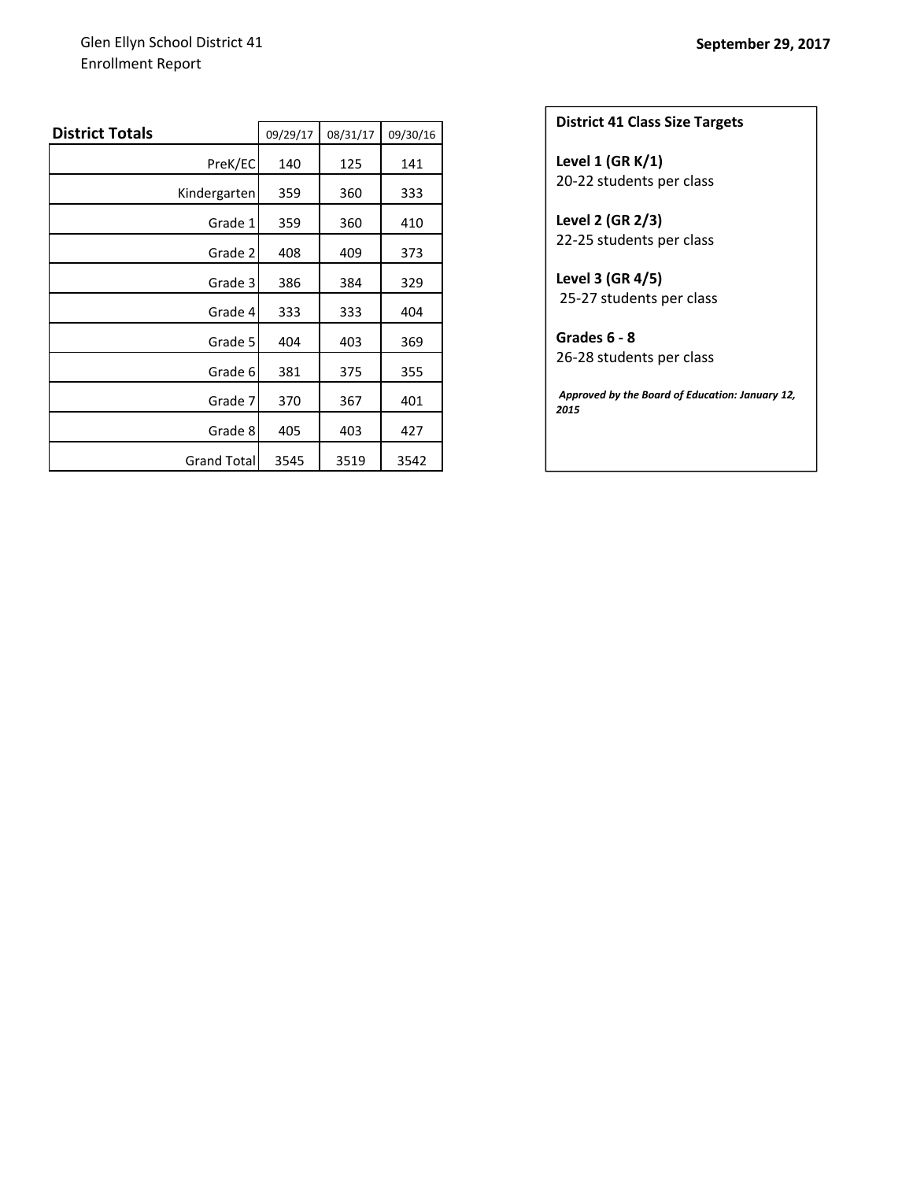Glen Ellyn School District 41
Enrollment Report

**September 29, 2017**

| District Totals | 09/29/17 | 08/31/17 | 09/30/16 |
|---|---|---|---|
| PreK/EC | 140 | 125 | 141 |
| Kindergarten | 359 | 360 | 333 |
| Grade 1 | 359 | 360 | 410 |
| Grade 2 | 408 | 409 | 373 |
| Grade 3 | 386 | 384 | 329 |
| Grade 4 | 333 | 333 | 404 |
| Grade 5 | 404 | 403 | 369 |
| Grade 6 | 381 | 375 | 355 |
| Grade 7 | 370 | 367 | 401 |
| Grade 8 | 405 | 403 | 427 |
| Grand Total | 3545 | 3519 | 3542 |

**District 41 Class Size Targets**

**Level 1 (GR K/1)**
20-22 students per class

**Level 2 (GR 2/3)**
22-25 students per class

**Level 3 (GR 4/5)**
25-27 students per class

**Grades 6 - 8**
26-28 students per class

***Approved by the Board of Education: January 12, 2015***